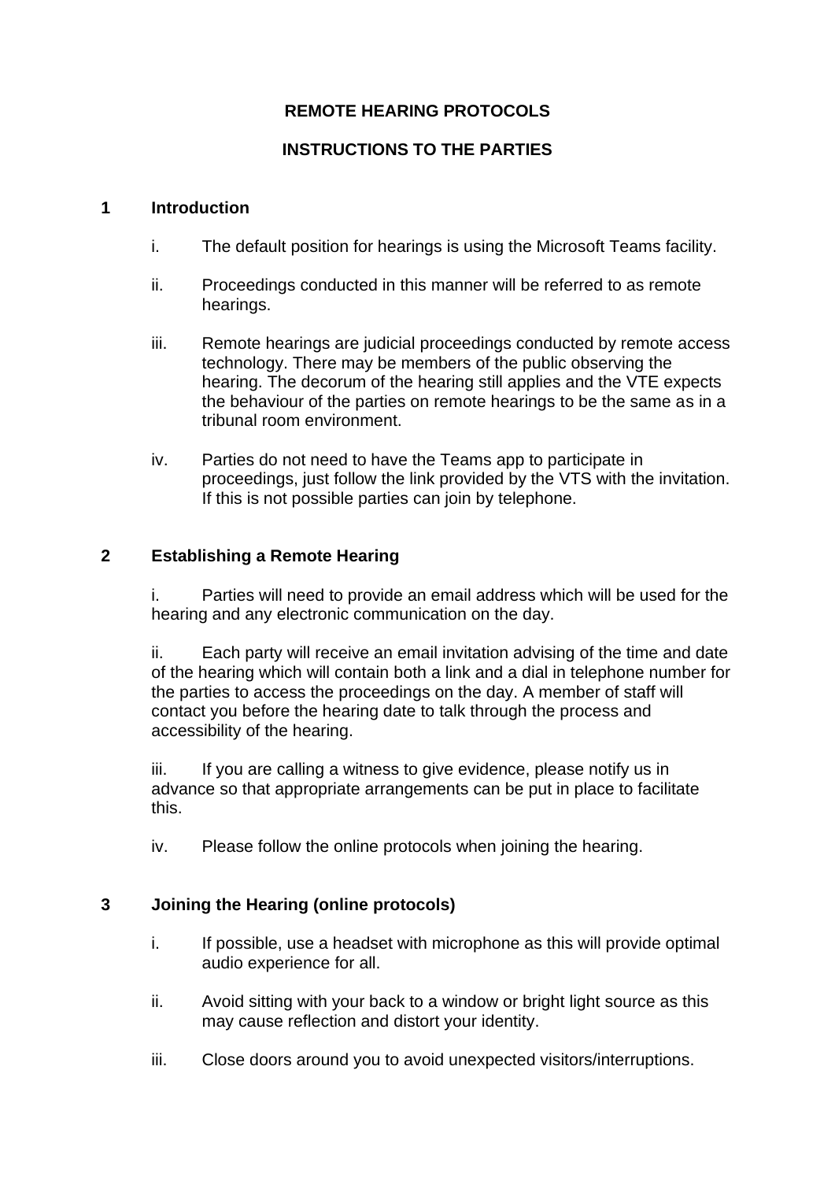# REMOTE HEARING PROTOCOLS

## INSTRUCTIONS TO THE PARTIES

### 1 Introduction

i. The default position for hearings is using the Microsoft Teams facility.

ii. Proceedings conducted in this manner will be referred to as remote hearings.

iii. Remote hearings are judicial proceedings conducted by remote access technology. There may be members of the public observing the hearing. The decorum of the hearing still applies and the VTE expects the behaviour of the parties on remote hearings to be the same as in a tribunal room environment.

iv. Parties do not need to have the Teams app to participate in proceedings, just follow the link provided by the VTS with the invitation. If this is not possible parties can join by telephone.

### 2 Establishing a Remote Hearing

i. Parties will need to provide an email address which will be used for the hearing and any electronic communication on the day.

ii. Each party will receive an email invitation advising of the time and date of the hearing which will contain both a link and a dial in telephone number for the parties to access the proceedings on the day. A member of staff will contact you before the hearing date to talk through the process and accessibility of the hearing.

iii. If you are calling a witness to give evidence, please notify us in advance so that appropriate arrangements can be put in place to facilitate this.

iv. Please follow the online protocols when joining the hearing.

### 3 Joining the Hearing (online protocols)

i. If possible, use a headset with microphone as this will provide optimal audio experience for all.

ii. Avoid sitting with your back to a window or bright light source as this may cause reflection and distort your identity.

iii. Close doors around you to avoid unexpected visitors/interruptions.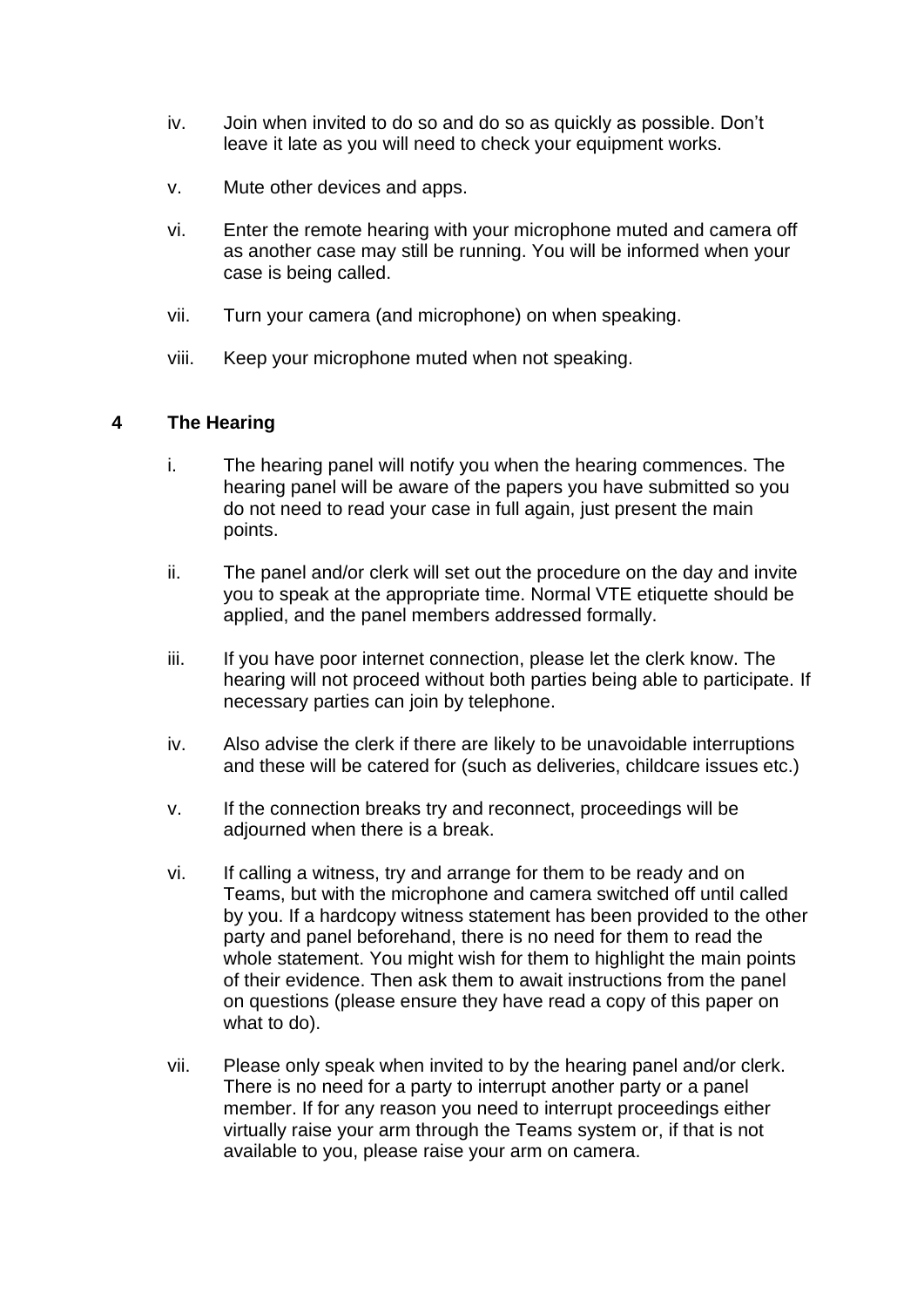iv. Join when invited to do so and do so as quickly as possible. Don't leave it late as you will need to check your equipment works.

v. Mute other devices and apps.

vi. Enter the remote hearing with your microphone muted and camera off as another case may still be running. You will be informed when your case is being called.

vii. Turn your camera (and microphone) on when speaking.

viii. Keep your microphone muted when not speaking.

## 4 The Hearing

i. The hearing panel will notify you when the hearing commences. The hearing panel will be aware of the papers you have submitted so you do not need to read your case in full again, just present the main points.

ii. The panel and/or clerk will set out the procedure on the day and invite you to speak at the appropriate time. Normal VTE etiquette should be applied, and the panel members addressed formally.

iii. If you have poor internet connection, please let the clerk know. The hearing will not proceed without both parties being able to participate. If necessary parties can join by telephone.

iv. Also advise the clerk if there are likely to be unavoidable interruptions and these will be catered for (such as deliveries, childcare issues etc.)

v. If the connection breaks try and reconnect, proceedings will be adjourned when there is a break.

vi. If calling a witness, try and arrange for them to be ready and on Teams, but with the microphone and camera switched off until called by you. If a hardcopy witness statement has been provided to the other party and panel beforehand, there is no need for them to read the whole statement. You might wish for them to highlight the main points of their evidence. Then ask them to await instructions from the panel on questions (please ensure they have read a copy of this paper on what to do).

vii. Please only speak when invited to by the hearing panel and/or clerk. There is no need for a party to interrupt another party or a panel member. If for any reason you need to interrupt proceedings either virtually raise your arm through the Teams system or, if that is not available to you, please raise your arm on camera.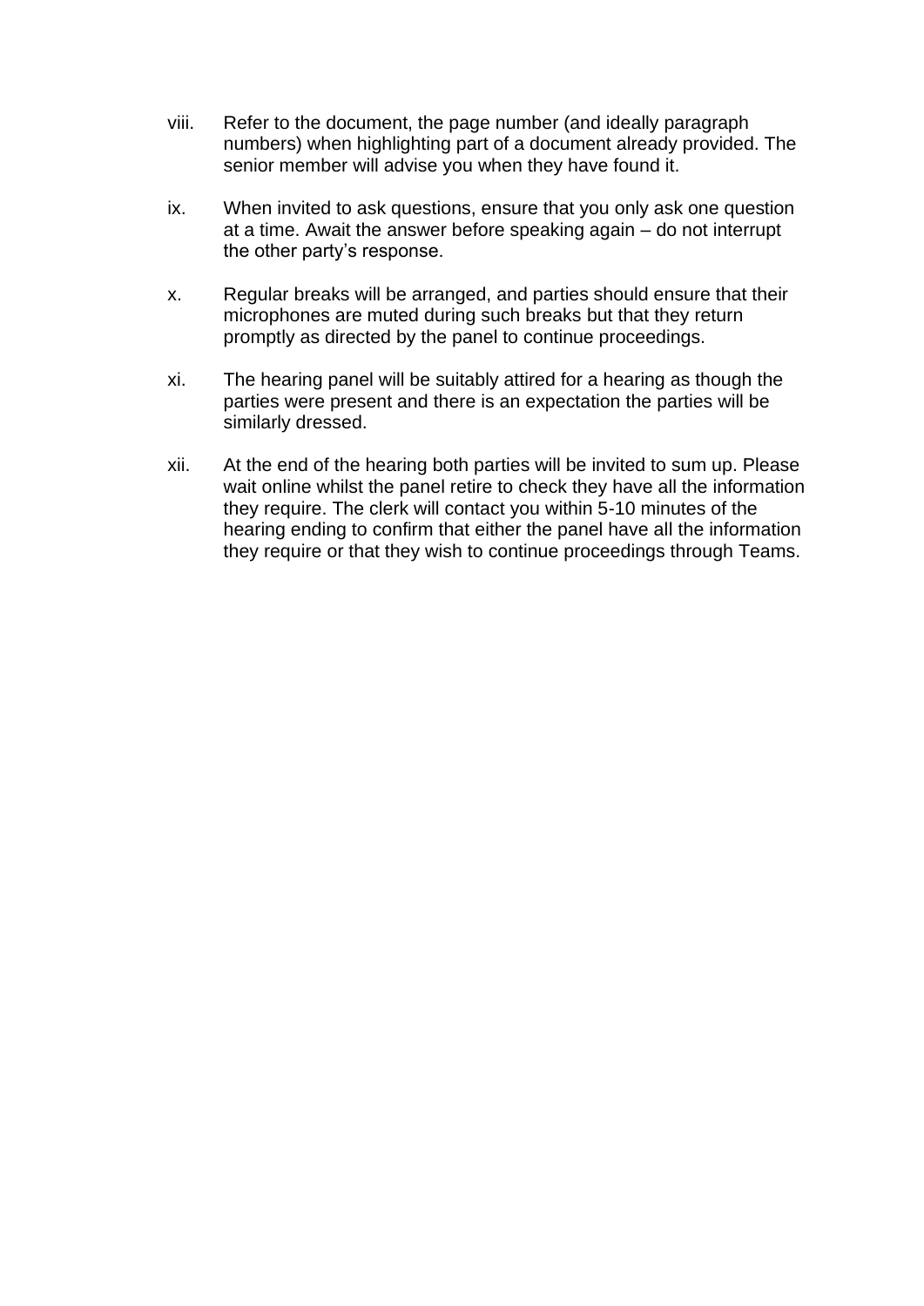viii. Refer to the document, the page number (and ideally paragraph numbers) when highlighting part of a document already provided. The senior member will advise you when they have found it.

ix. When invited to ask questions, ensure that you only ask one question at a time. Await the answer before speaking again – do not interrupt the other party's response.

x. Regular breaks will be arranged, and parties should ensure that their microphones are muted during such breaks but that they return promptly as directed by the panel to continue proceedings.

xi. The hearing panel will be suitably attired for a hearing as though the parties were present and there is an expectation the parties will be similarly dressed.

xii. At the end of the hearing both parties will be invited to sum up. Please wait online whilst the panel retire to check they have all the information they require. The clerk will contact you within 5-10 minutes of the hearing ending to confirm that either the panel have all the information they require or that they wish to continue proceedings through Teams.